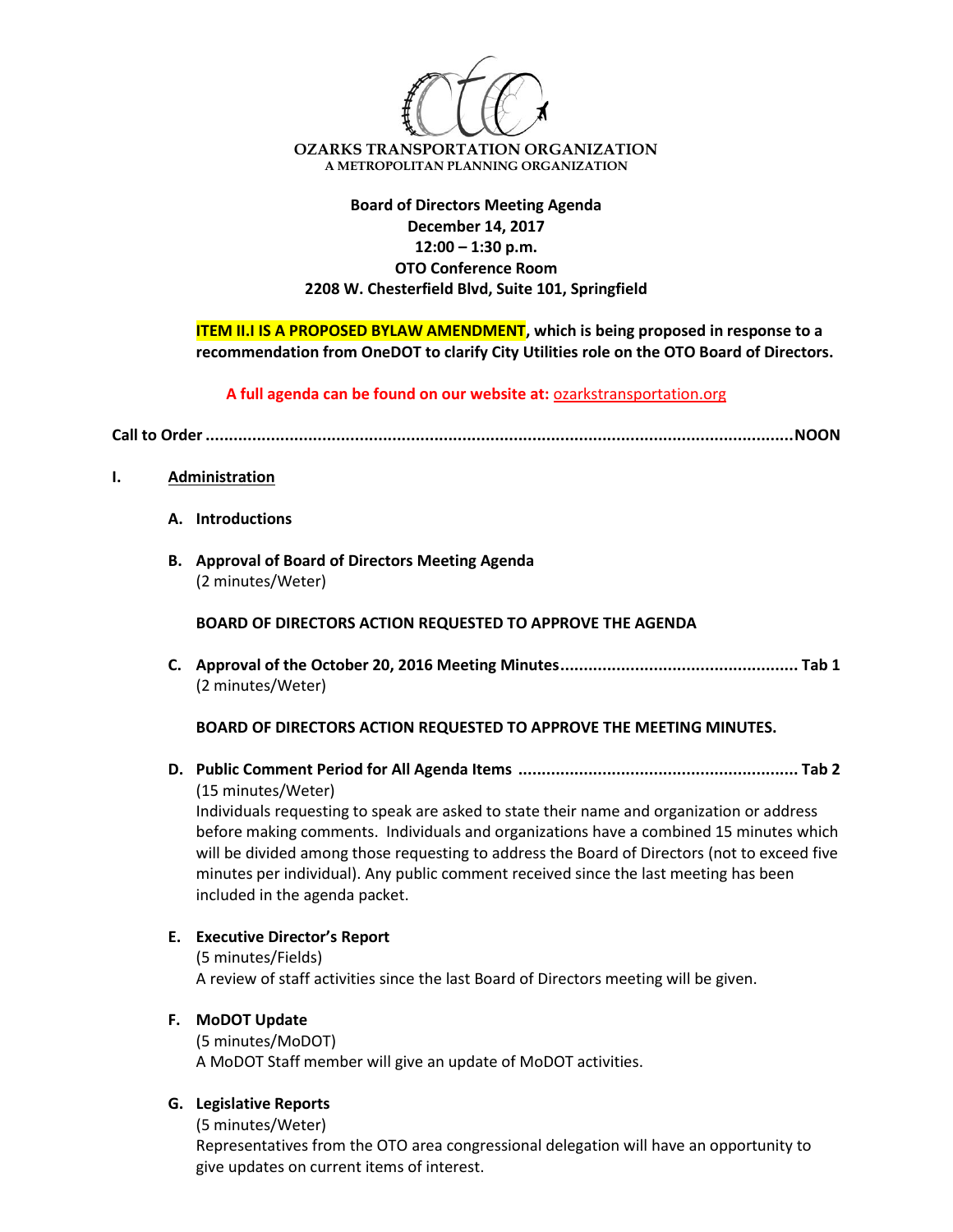**OZARKS TRANSPORTATION ORGANIZATION**
A METROPOLITAN PLANNING ORGANIZATION

**Board of Directors Meeting Agenda**
**December 14, 2017**
**12:00 – 1:30 p.m.**
**OTO Conference Room**
**2208 W. Chesterfield Blvd, Suite 101, Springfield**

**ITEM II.I IS A PROPOSED BYLAW AMENDMENT, which is being proposed in response to a recommendation from OneDOT to clarify City Utilities role on the OTO Board of Directors.**

**A full agenda can be found on our website at:** ozarkstransportation.org

**Call to Order .............................................................................................................................NOON**

**I. Administration**

**A. Introductions**

**B. Approval of Board of Directors Meeting Agenda**
(2 minutes/Weter)

**BOARD OF DIRECTORS ACTION REQUESTED TO APPROVE THE AGENDA**

**C. Approval of the October 20, 2016 Meeting Minutes.................................................. Tab 1**
(2 minutes/Weter)

**BOARD OF DIRECTORS ACTION REQUESTED TO APPROVE THE MEETING MINUTES.**

**D. Public Comment Period for All Agenda Items ........................................................... Tab 2**
(15 minutes/Weter)
Individuals requesting to speak are asked to state their name and organization or address before making comments. Individuals and organizations have a combined 15 minutes which will be divided among those requesting to address the Board of Directors (not to exceed five minutes per individual). Any public comment received since the last meeting has been included in the agenda packet.

**E. Executive Director's Report**
(5 minutes/Fields)
A review of staff activities since the last Board of Directors meeting will be given.

**F. MoDOT Update**
(5 minutes/MoDOT)
A MoDOT Staff member will give an update of MoDOT activities.

**G. Legislative Reports**
(5 minutes/Weter)
Representatives from the OTO area congressional delegation will have an opportunity to give updates on current items of interest.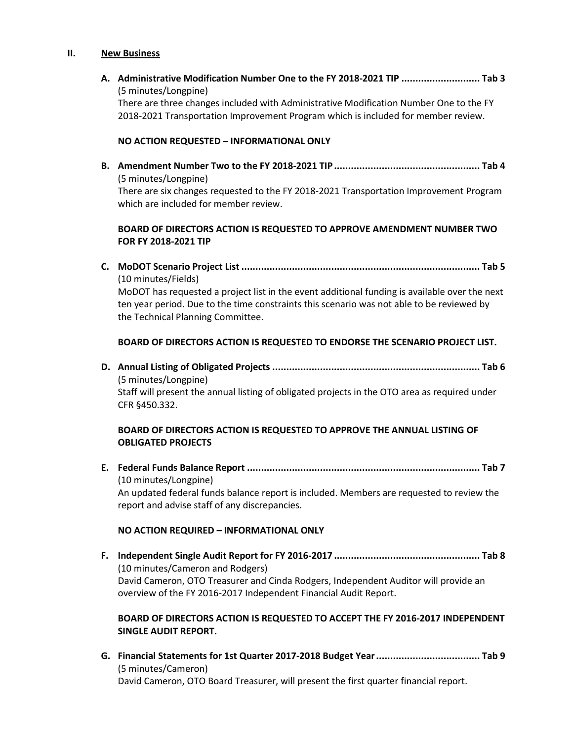## II. New Business

**A. Administrative Modification Number One to the FY 2018-2021 TIP ............................ Tab 3**
(5 minutes/Longpine)
There are three changes included with Administrative Modification Number One to the FY 2018-2021 Transportation Improvement Program which is included for member review.

**NO ACTION REQUESTED – INFORMATIONAL ONLY**

**B. Amendment Number Two to the FY 2018-2021 TIP .................................................... Tab 4**
(5 minutes/Longpine)
There are six changes requested to the FY 2018-2021 Transportation Improvement Program which are included for member review.

**BOARD OF DIRECTORS ACTION IS REQUESTED TO APPROVE AMENDMENT NUMBER TWO FOR FY 2018-2021 TIP**

**C. MoDOT Scenario Project List ..................................................................................... Tab 5**
(10 minutes/Fields)
MoDOT has requested a project list in the event additional funding is available over the next ten year period. Due to the time constraints this scenario was not able to be reviewed by the Technical Planning Committee.

**BOARD OF DIRECTORS ACTION IS REQUESTED TO ENDORSE THE SCENARIO PROJECT LIST.**

**D. Annual Listing of Obligated Projects .......................................................................... Tab 6**
(5 minutes/Longpine)
Staff will present the annual listing of obligated projects in the OTO area as required under CFR §450.332.

**BOARD OF DIRECTORS ACTION IS REQUESTED TO APPROVE THE ANNUAL LISTING OF OBLIGATED PROJECTS**

**E. Federal Funds Balance Report ................................................................................... Tab 7**
(10 minutes/Longpine)
An updated federal funds balance report is included. Members are requested to review the report and advise staff of any discrepancies.

**NO ACTION REQUIRED – INFORMATIONAL ONLY**

**F. Independent Single Audit Report for FY 2016-2017 .................................................... Tab 8**
(10 minutes/Cameron and Rodgers)
David Cameron, OTO Treasurer and Cinda Rodgers, Independent Auditor will provide an overview of the FY 2016-2017 Independent Financial Audit Report.

**BOARD OF DIRECTORS ACTION IS REQUESTED TO ACCEPT THE FY 2016-2017 INDEPENDENT SINGLE AUDIT REPORT.**

**G. Financial Statements for 1st Quarter 2017-2018 Budget Year ..................................... Tab 9**
(5 minutes/Cameron)
David Cameron, OTO Board Treasurer, will present the first quarter financial report.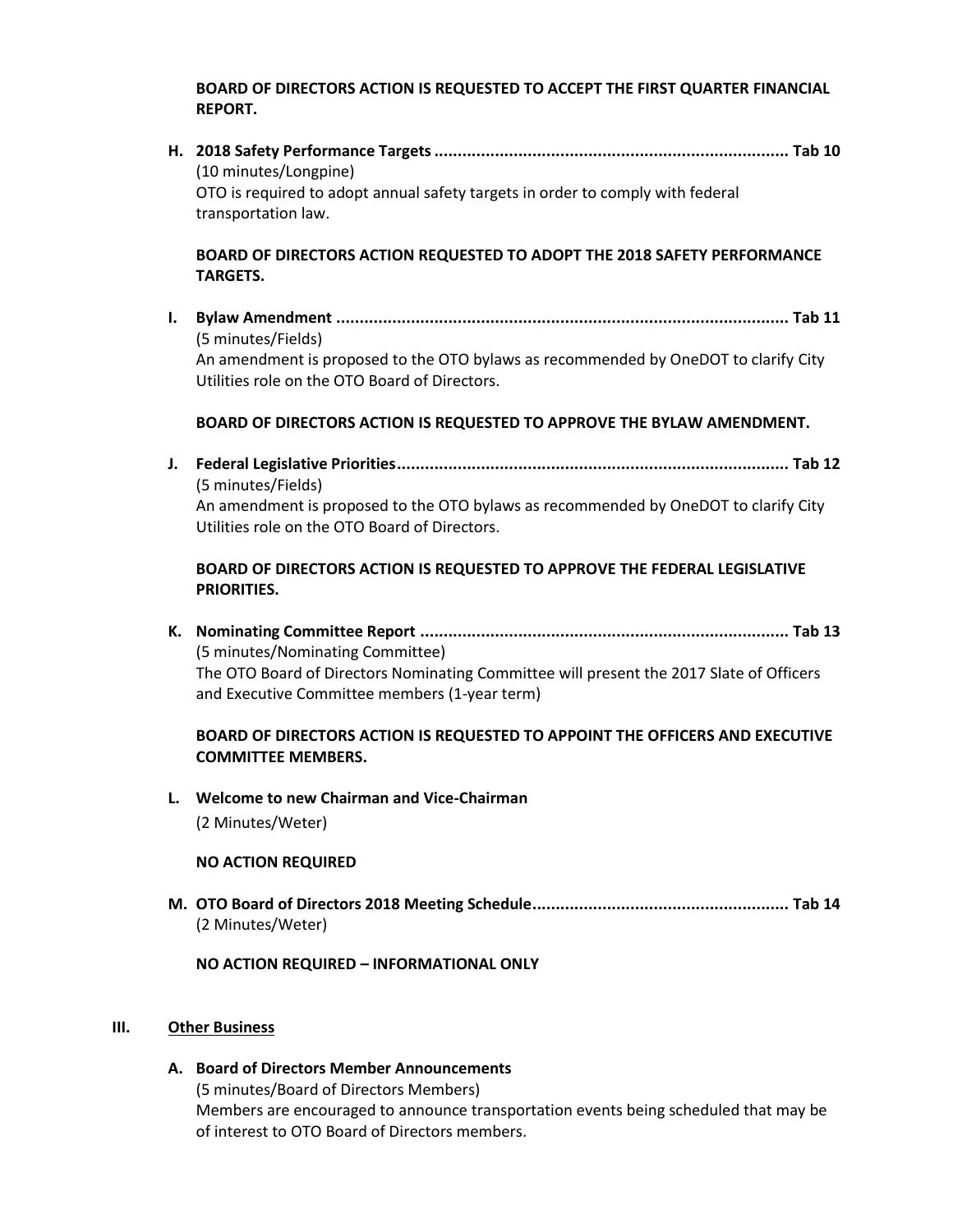**BOARD OF DIRECTORS ACTION IS REQUESTED TO ACCEPT THE FIRST QUARTER FINANCIAL REPORT.**

**H. 2018 Safety Performance Targets ........................................................................... Tab 10**
(10 minutes/Longpine)
OTO is required to adopt annual safety targets in order to comply with federal transportation law.

**BOARD OF DIRECTORS ACTION REQUESTED TO ADOPT THE 2018 SAFETY PERFORMANCE TARGETS.**

**I. Bylaw Amendment ................................................................................................ Tab 11**
(5 minutes/Fields)
An amendment is proposed to the OTO bylaws as recommended by OneDOT to clarify City Utilities role on the OTO Board of Directors.

**BOARD OF DIRECTORS ACTION IS REQUESTED TO APPROVE THE BYLAW AMENDMENT.**

**J. Federal Legislative Priorities.................................................................................... Tab 12**
(5 minutes/Fields)
An amendment is proposed to the OTO bylaws as recommended by OneDOT to clarify City Utilities role on the OTO Board of Directors.

**BOARD OF DIRECTORS ACTION IS REQUESTED TO APPROVE THE FEDERAL LEGISLATIVE PRIORITIES.**

**K. Nominating Committee Report ............................................................................... Tab 13**
(5 minutes/Nominating Committee)
The OTO Board of Directors Nominating Committee will present the 2017 Slate of Officers and Executive Committee members (1-year term)

**BOARD OF DIRECTORS ACTION IS REQUESTED TO APPOINT THE OFFICERS AND EXECUTIVE COMMITTEE MEMBERS.**

**L. Welcome to new Chairman and Vice-Chairman**
(2 Minutes/Weter)

**NO ACTION REQUIRED**

**M. OTO Board of Directors 2018 Meeting Schedule...................................................... Tab 14**
(2 Minutes/Weter)

**NO ACTION REQUIRED – INFORMATIONAL ONLY**

## III. Other Business

**A. Board of Directors Member Announcements**
(5 minutes/Board of Directors Members)
Members are encouraged to announce transportation events being scheduled that may be of interest to OTO Board of Directors members.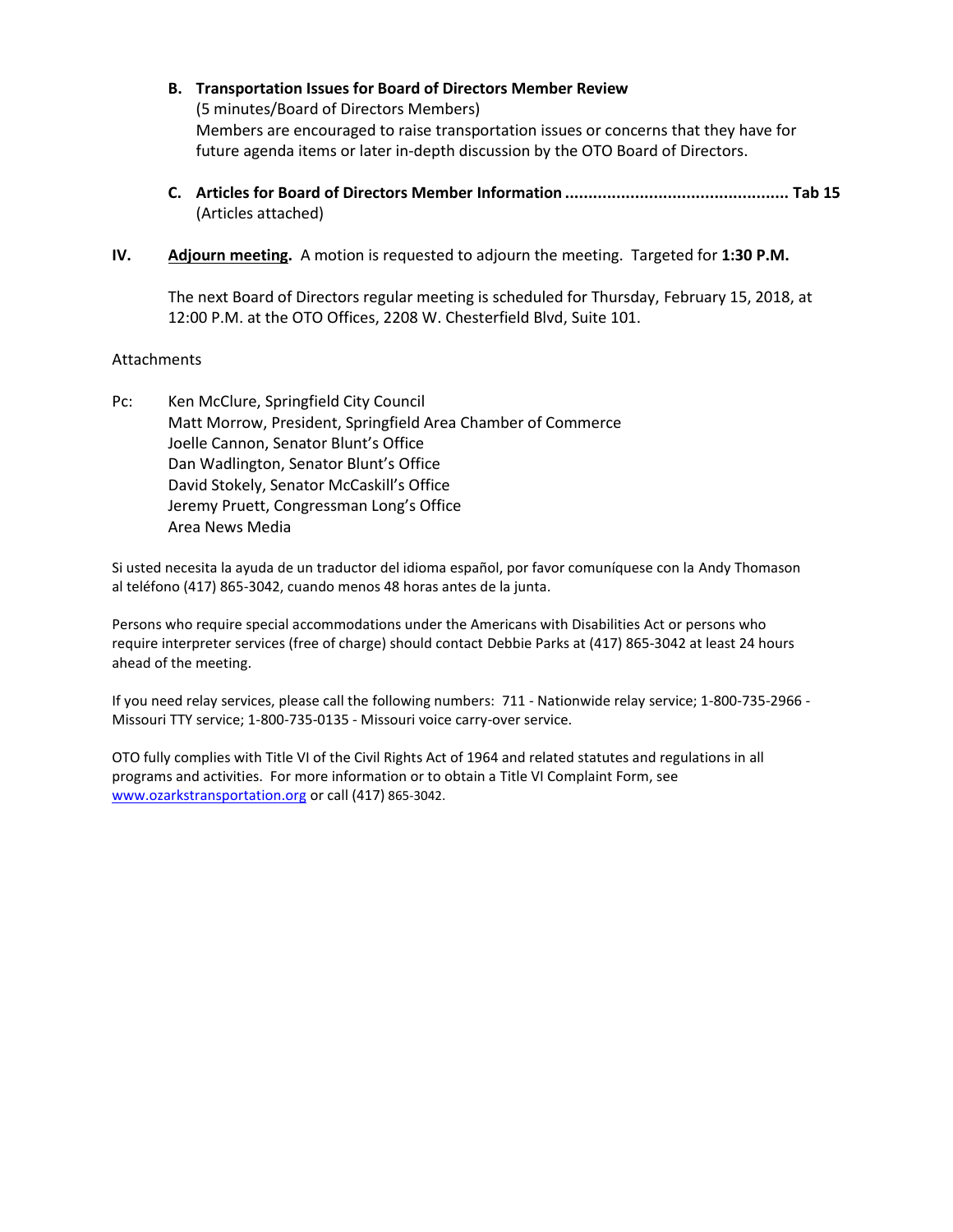**B. Transportation Issues for Board of Directors Member Review**
(5 minutes/Board of Directors Members)
Members are encouraged to raise transportation issues or concerns that they have for future agenda items or later in-depth discussion by the OTO Board of Directors.

**C. Articles for Board of Directors Member Information ................................................ Tab 15**
(Articles attached)

**IV.** **Adjourn meeting.** A motion is requested to adjourn the meeting. Targeted for **1:30 P.M.**

The next Board of Directors regular meeting is scheduled for Thursday, February 15, 2018, at 12:00 P.M. at the OTO Offices, 2208 W. Chesterfield Blvd, Suite 101.

Attachments

Pc: Ken McClure, Springfield City Council
Matt Morrow, President, Springfield Area Chamber of Commerce
Joelle Cannon, Senator Blunt's Office
Dan Wadlington, Senator Blunt's Office
David Stokely, Senator McCaskill's Office
Jeremy Pruett, Congressman Long's Office
Area News Media

Si usted necesita la ayuda de un traductor del idioma español, por favor comuníquese con la Andy Thomason al teléfono (417) 865-3042, cuando menos 48 horas antes de la junta.

Persons who require special accommodations under the Americans with Disabilities Act or persons who require interpreter services (free of charge) should contact Debbie Parks at (417) 865-3042 at least 24 hours ahead of the meeting.

If you need relay services, please call the following numbers: 711 - Nationwide relay service; 1-800-735-2966 - Missouri TTY service; 1-800-735-0135 - Missouri voice carry-over service.

OTO fully complies with Title VI of the Civil Rights Act of 1964 and related statutes and regulations in all programs and activities. For more information or to obtain a Title VI Complaint Form, see www.ozarkstransportation.org or call (417) 865-3042.